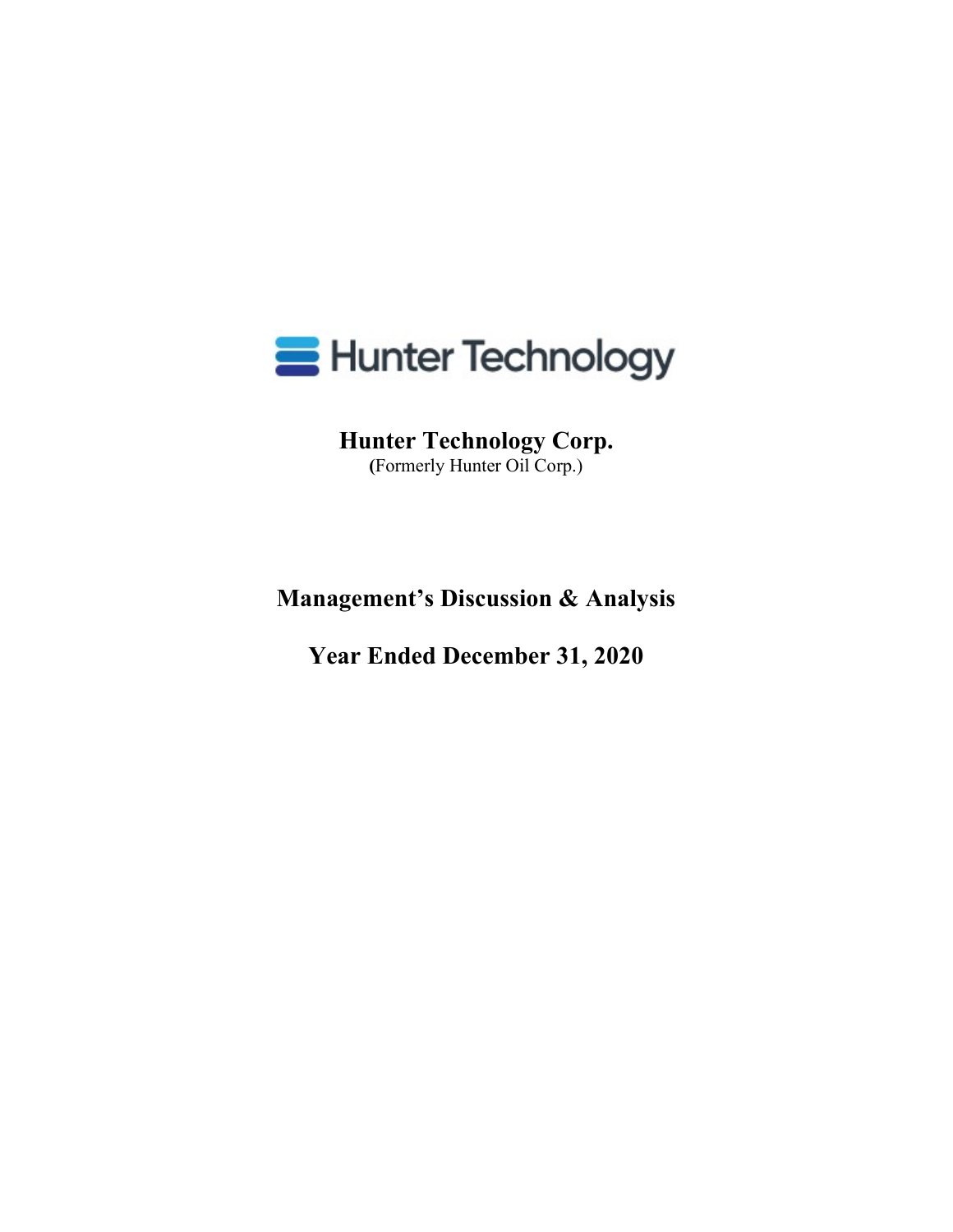# Hunter Technology Corp.

(Formerly Hunter Oil Corp.)

# Management's Discussion & Analysis

# Year Ended December 31, 2020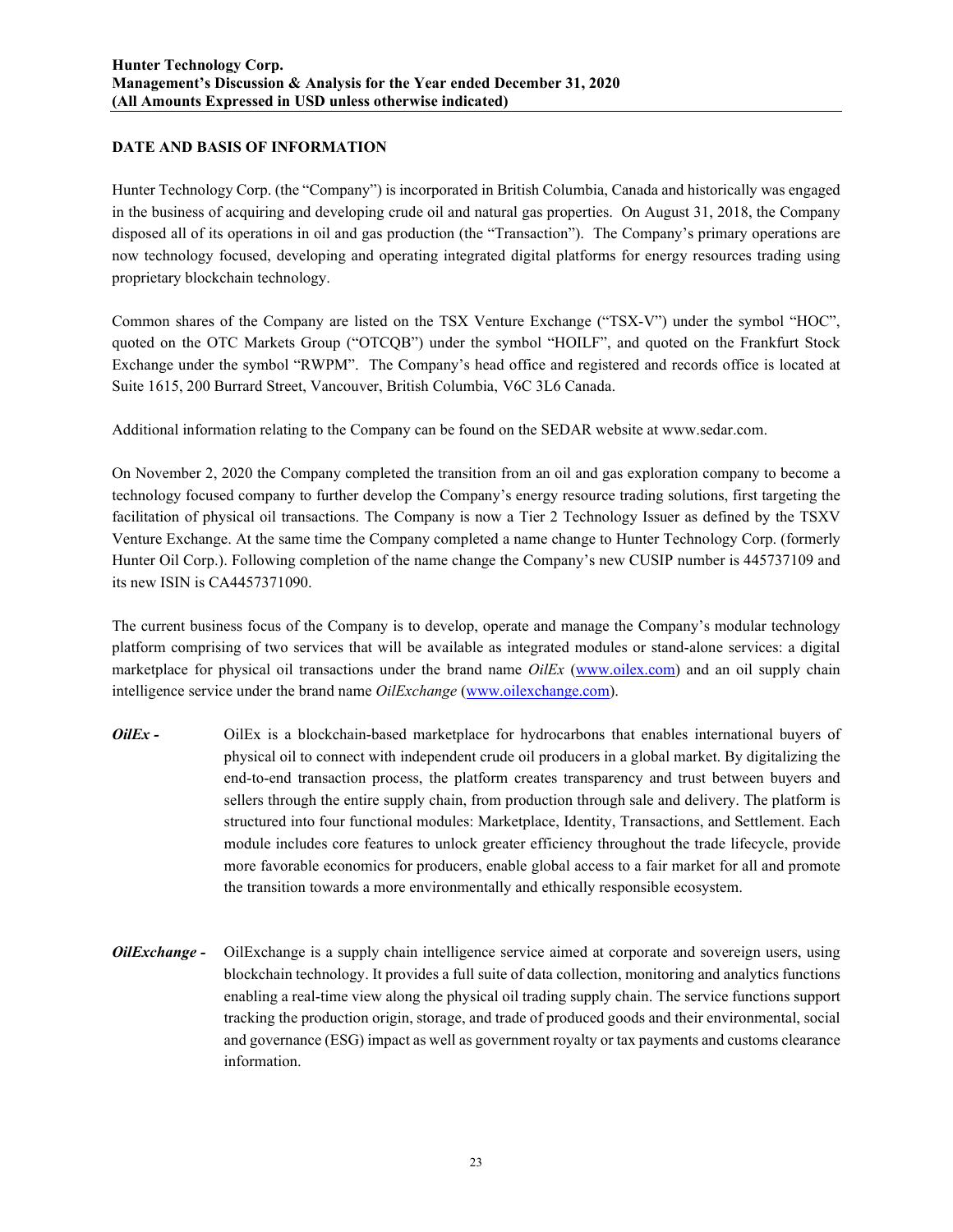## DATE AND BASIS OF INFORMATION

Hunter Technology Corp. (the "Company") is incorporated in British Columbia, Canada and historically was engaged in the business of acquiring and developing crude oil and natural gas properties. On August 31, 2018, the Company disposed all of its operations in oil and gas production (the "Transaction"). The Company's primary operations are now technology focused, developing and operating integrated digital platforms for energy resources trading using proprietary blockchain technology.

Common shares of the Company are listed on the TSX Venture Exchange ("TSX-V") under the symbol "HOC", quoted on the OTC Markets Group ("OTCQB") under the symbol "HOILF", and quoted on the Frankfurt Stock Exchange under the symbol "RWPM". The Company's head office and registered and records office is located at Suite 1615, 200 Burrard Street, Vancouver, British Columbia, V6C 3L6 Canada.

Additional information relating to the Company can be found on the SEDAR website at www.sedar.com.

On November 2, 2020 the Company completed the transition from an oil and gas exploration company to become a technology focused company to further develop the Company's energy resource trading solutions, first targeting the facilitation of physical oil transactions. The Company is now a Tier 2 Technology Issuer as defined by the TSXV Venture Exchange. At the same time the Company completed a name change to Hunter Technology Corp. (formerly Hunter Oil Corp.). Following completion of the name change the Company's new CUSIP number is 445737109 and its new ISIN is CA4457371090.

The current business focus of the Company is to develop, operate and manage the Company's modular technology platform comprising of two services that will be available as integrated modules or stand-alone services: a digital marketplace for physical oil transactions under the brand name *OilEx* (www.oilex.com) and an oil supply chain intelligence service under the brand name *OilExchange* (www.oilexchange.com).

***OilEx -*** OilEx is a blockchain-based marketplace for hydrocarbons that enables international buyers of physical oil to connect with independent crude oil producers in a global market. By digitalizing the end-to-end transaction process, the platform creates transparency and trust between buyers and sellers through the entire supply chain, from production through sale and delivery. The platform is structured into four functional modules: Marketplace, Identity, Transactions, and Settlement. Each module includes core features to unlock greater efficiency throughout the trade lifecycle, provide more favorable economics for producers, enable global access to a fair market for all and promote the transition towards a more environmentally and ethically responsible ecosystem.

***OilExchange -*** OilExchange is a supply chain intelligence service aimed at corporate and sovereign users, using blockchain technology. It provides a full suite of data collection, monitoring and analytics functions enabling a real-time view along the physical oil trading supply chain. The service functions support tracking the production origin, storage, and trade of produced goods and their environmental, social and governance (ESG) impact as well as government royalty or tax payments and customs clearance information.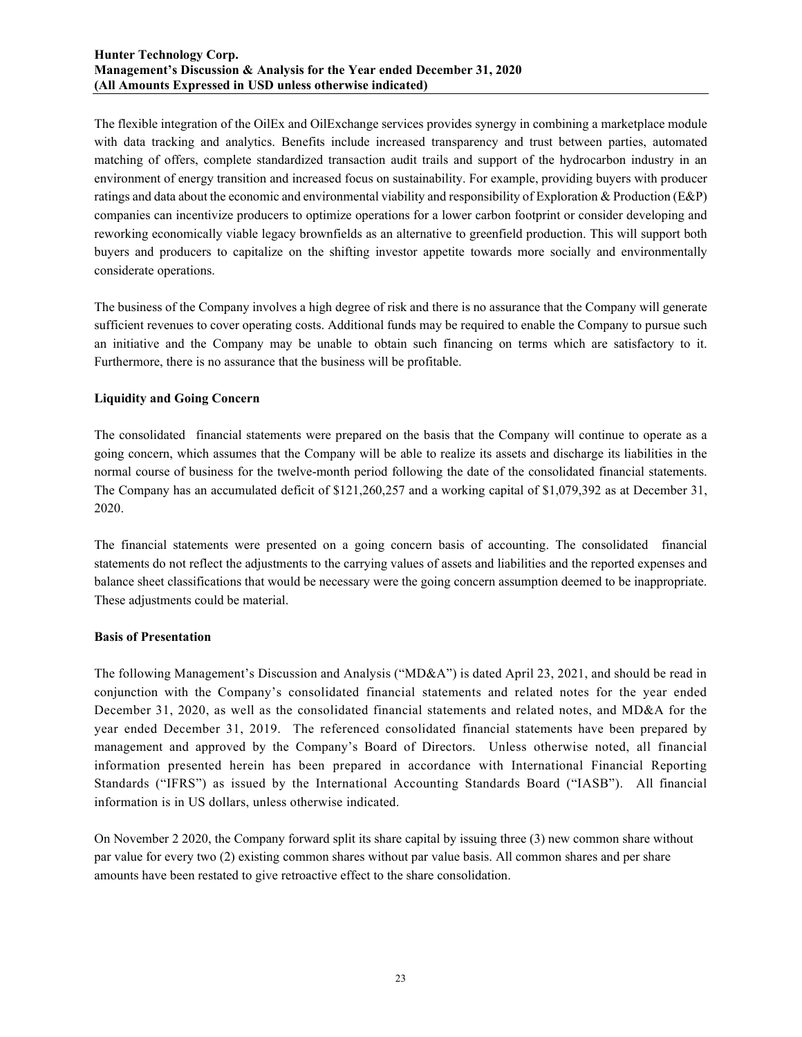The flexible integration of the OilEx and OilExchange services provides synergy in combining a marketplace module with data tracking and analytics. Benefits include increased transparency and trust between parties, automated matching of offers, complete standardized transaction audit trails and support of the hydrocarbon industry in an environment of energy transition and increased focus on sustainability. For example, providing buyers with producer ratings and data about the economic and environmental viability and responsibility of Exploration & Production (E&P) companies can incentivize producers to optimize operations for a lower carbon footprint or consider developing and reworking economically viable legacy brownfields as an alternative to greenfield production. This will support both buyers and producers to capitalize on the shifting investor appetite towards more socially and environmentally considerate operations.

The business of the Company involves a high degree of risk and there is no assurance that the Company will generate sufficient revenues to cover operating costs. Additional funds may be required to enable the Company to pursue such an initiative and the Company may be unable to obtain such financing on terms which are satisfactory to it. Furthermore, there is no assurance that the business will be profitable.

**Liquidity and Going Concern**

The consolidated financial statements were prepared on the basis that the Company will continue to operate as a going concern, which assumes that the Company will be able to realize its assets and discharge its liabilities in the normal course of business for the twelve-month period following the date of the consolidated financial statements. The Company has an accumulated deficit of $121,260,257 and a working capital of $1,079,392 as at December 31, 2020.

The financial statements were presented on a going concern basis of accounting. The consolidated financial statements do not reflect the adjustments to the carrying values of assets and liabilities and the reported expenses and balance sheet classifications that would be necessary were the going concern assumption deemed to be inappropriate. These adjustments could be material.

**Basis of Presentation**

The following Management's Discussion and Analysis ("MD&A") is dated April 23, 2021, and should be read in conjunction with the Company's consolidated financial statements and related notes for the year ended December 31, 2020, as well as the consolidated financial statements and related notes, and MD&A for the year ended December 31, 2019. The referenced consolidated financial statements have been prepared by management and approved by the Company's Board of Directors. Unless otherwise noted, all financial information presented herein has been prepared in accordance with International Financial Reporting Standards ("IFRS") as issued by the International Accounting Standards Board ("IASB"). All financial information is in US dollars, unless otherwise indicated.

On November 2 2020, the Company forward split its share capital by issuing three (3) new common share without par value for every two (2) existing common shares without par value basis. All common shares and per share amounts have been restated to give retroactive effect to the share consolidation.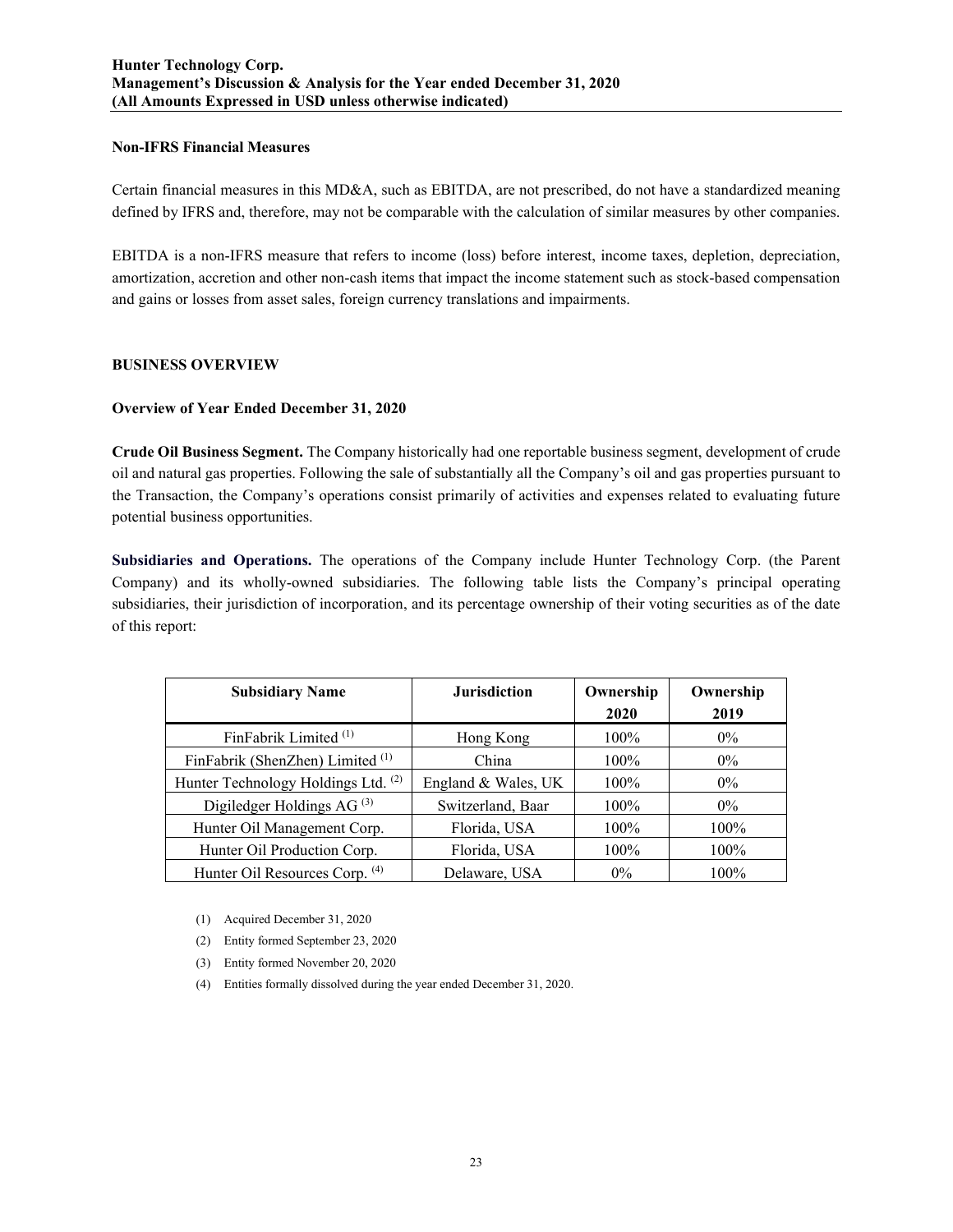### Non-IFRS Financial Measures

Certain financial measures in this MD&A, such as EBITDA, are not prescribed, do not have a standardized meaning defined by IFRS and, therefore, may not be comparable with the calculation of similar measures by other companies.

EBITDA is a non-IFRS measure that refers to income (loss) before interest, income taxes, depletion, depreciation, amortization, accretion and other non-cash items that impact the income statement such as stock-based compensation and gains or losses from asset sales, foreign currency translations and impairments.

## BUSINESS OVERVIEW

### Overview of Year Ended December 31, 2020

**Crude Oil Business Segment.** The Company historically had one reportable business segment, development of crude oil and natural gas properties. Following the sale of substantially all the Company's oil and gas properties pursuant to the Transaction, the Company's operations consist primarily of activities and expenses related to evaluating future potential business opportunities.

**Subsidiaries and Operations.** The operations of the Company include Hunter Technology Corp. (the Parent Company) and its wholly-owned subsidiaries. The following table lists the Company's principal operating subsidiaries, their jurisdiction of incorporation, and its percentage ownership of their voting securities as of the date of this report:

| Subsidiary Name | Jurisdiction | Ownership 2020 | Ownership 2019 |
|---|---|---|---|
| FinFabrik Limited (1) | Hong Kong | 100% | 0% |
| FinFabrik (ShenZhen) Limited (1) | China | 100% | 0% |
| Hunter Technology Holdings Ltd. (2) | England & Wales, UK | 100% | 0% |
| Digiledger Holdings AG (3) | Switzerland, Baar | 100% | 0% |
| Hunter Oil Management Corp. | Florida, USA | 100% | 100% |
| Hunter Oil Production Corp. | Florida, USA | 100% | 100% |
| Hunter Oil Resources Corp. (4) | Delaware, USA | 0% | 100% |

(1) Acquired December 31, 2020

(2) Entity formed September 23, 2020

(3) Entity formed November 20, 2020

(4) Entities formally dissolved during the year ended December 31, 2020.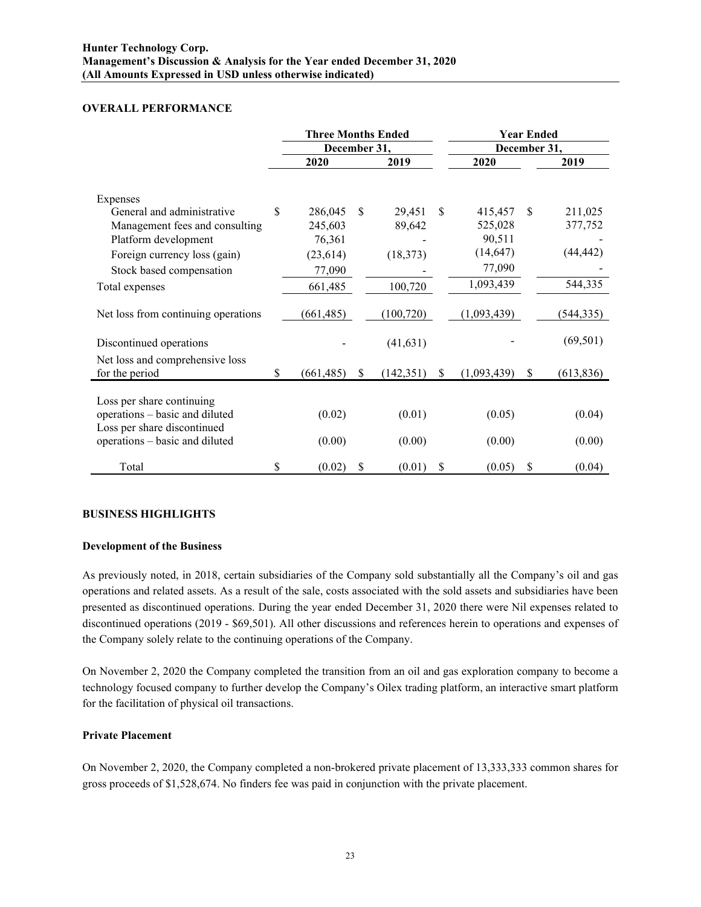## OVERALL PERFORMANCE

| | Three Months Ended December 31, | | Year Ended December 31, | |
|---|---|---|---|---|
| | 2020 | 2019 | 2020 | 2019 |
| Expenses | | | | |
| General and administrative | $ 286,045 | $ 29,451 | $ 415,457 | $ 211,025 |
| Management fees and consulting | 245,603 | 89,642 | 525,028 | 377,752 |
| Platform development | 76,361 | - | 90,511 | - |
| Foreign currency loss (gain) | (23,614) | (18,373) | (14,647) | (44,442) |
| Stock based compensation | 77,090 | - | 77,090 | - |
| Total expenses | 661,485 | 100,720 | 1,093,439 | 544,335 |
| Net loss from continuing operations | (661,485) | (100,720) | (1,093,439) | (544,335) |
| Discontinued operations | - | (41,631) | - | (69,501) |
| Net loss and comprehensive loss for the period | $ (661,485) | $ (142,351) | $ (1,093,439) | $ (613,836) |
| Loss per share continuing operations – basic and diluted | (0.02) | (0.01) | (0.05) | (0.04) |
| Loss per share discontinued operations – basic and diluted | (0.00) | (0.00) | (0.00) | (0.00) |
| Total | $ (0.02) | $ (0.01) | $ (0.05) | $ (0.04) |

## BUSINESS HIGHLIGHTS

### Development of the Business

As previously noted, in 2018, certain subsidiaries of the Company sold substantially all the Company's oil and gas operations and related assets. As a result of the sale, costs associated with the sold assets and subsidiaries have been presented as discontinued operations. During the year ended December 31, 2020 there were Nil expenses related to discontinued operations (2019 - $69,501). All other discussions and references herein to operations and expenses of the Company solely relate to the continuing operations of the Company.

On November 2, 2020 the Company completed the transition from an oil and gas exploration company to become a technology focused company to further develop the Company's Oilex trading platform, an interactive smart platform for the facilitation of physical oil transactions.

### Private Placement

On November 2, 2020, the Company completed a non-brokered private placement of 13,333,333 common shares for gross proceeds of $1,528,674. No finders fee was paid in conjunction with the private placement.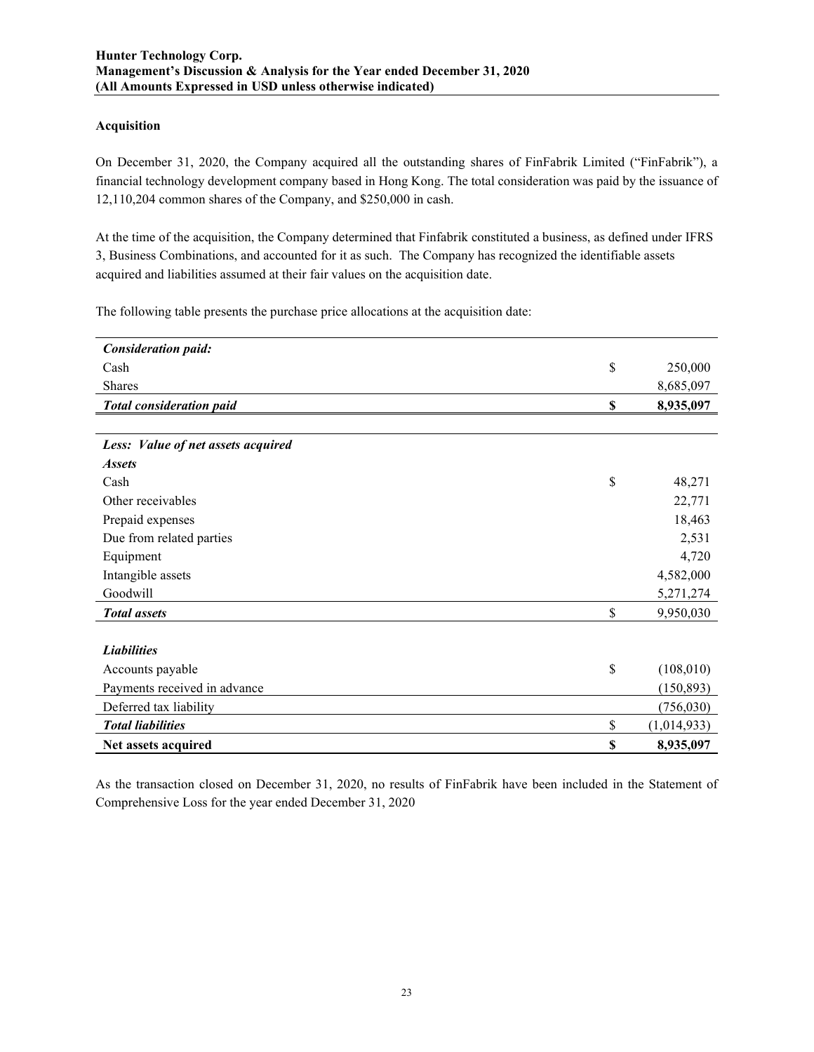### Acquisition

On December 31, 2020, the Company acquired all the outstanding shares of FinFabrik Limited ("FinFabrik"), a financial technology development company based in Hong Kong. The total consideration was paid by the issuance of 12,110,204 common shares of the Company, and $250,000 in cash.

At the time of the acquisition, the Company determined that Finfabrik constituted a business, as defined under IFRS 3, Business Combinations, and accounted for it as such. The Company has recognized the identifiable assets acquired and liabilities assumed at their fair values on the acquisition date.

The following table presents the purchase price allocations at the acquisition date:

| | | |
|---|---|---|
| ***Consideration paid:*** | | |
| Cash | $ | 250,000 |
| Shares | | 8,685,097 |
| ***Total consideration paid*** | **$** | **8,935,097** |
| | | |
| ***Less: Value of net assets acquired*** | | |
| ***Assets*** | | |
| Cash | $ | 48,271 |
| Other receivables | | 22,771 |
| Prepaid expenses | | 18,463 |
| Due from related parties | | 2,531 |
| Equipment | | 4,720 |
| Intangible assets | | 4,582,000 |
| Goodwill | | 5,271,274 |
| ***Total assets*** | $ | 9,950,030 |
| | | |
| ***Liabilities*** | | |
| Accounts payable | $ | (108,010) |
| Payments received in advance | | (150,893) |
| Deferred tax liability | | (756,030) |
| ***Total liabilities*** | $ | (1,014,933) |
| **Net assets acquired** | **$** | **8,935,097** |

As the transaction closed on December 31, 2020, no results of FinFabrik have been included in the Statement of Comprehensive Loss for the year ended December 31, 2020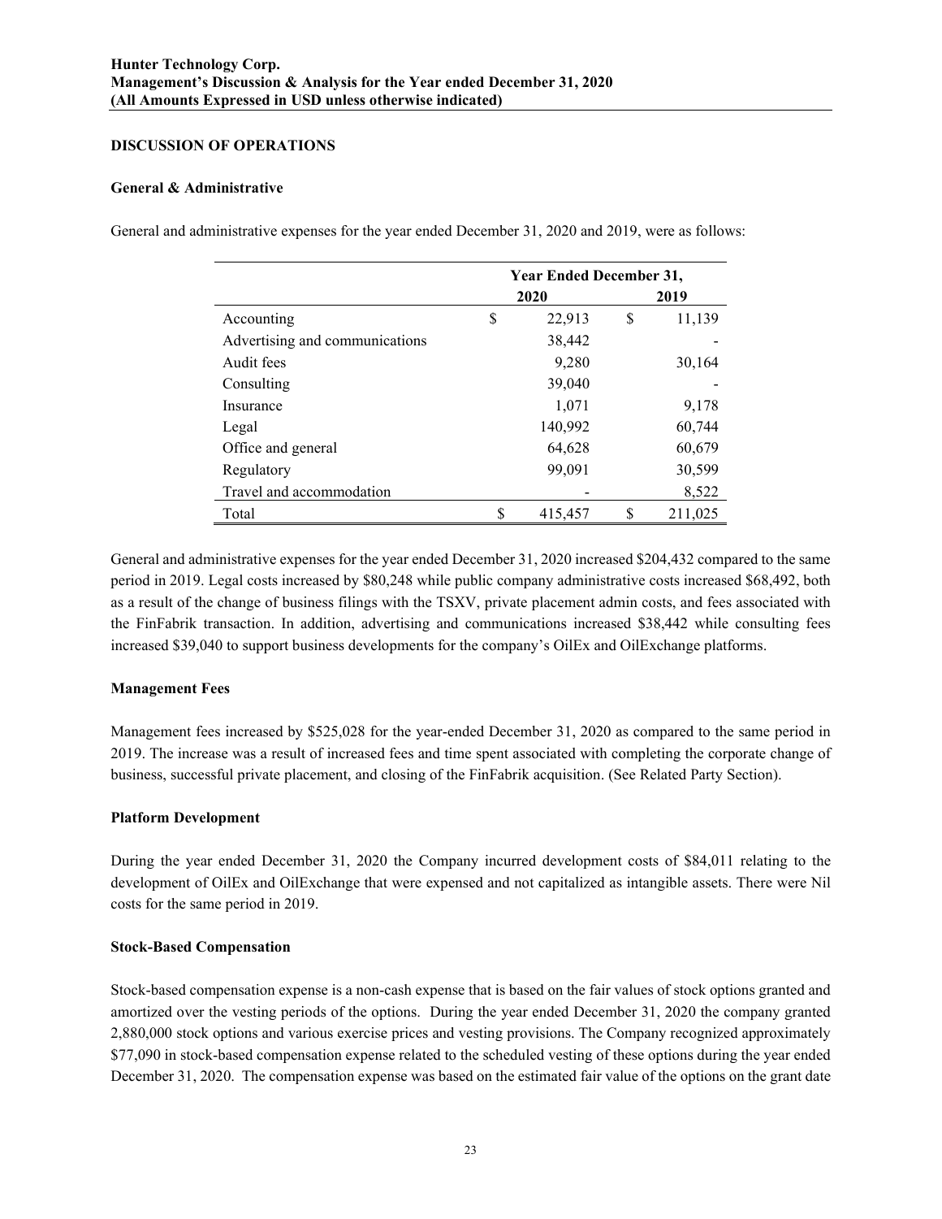## DISCUSSION OF OPERATIONS

### General & Administrative

General and administrative expenses for the year ended December 31, 2020 and 2019, were as follows:

| | Year Ended December 31, | |
|---|---|---|
| | 2020 | 2019 |
| Accounting | $ 22,913 | $ 11,139 |
| Advertising and communications | 38,442 | - |
| Audit fees | 9,280 | 30,164 |
| Consulting | 39,040 | - |
| Insurance | 1,071 | 9,178 |
| Legal | 140,992 | 60,744 |
| Office and general | 64,628 | 60,679 |
| Regulatory | 99,091 | 30,599 |
| Travel and accommodation | - | 8,522 |
| Total | $ 415,457 | $ 211,025 |

General and administrative expenses for the year ended December 31, 2020 increased $204,432 compared to the same period in 2019. Legal costs increased by $80,248 while public company administrative costs increased $68,492, both as a result of the change of business filings with the TSXV, private placement admin costs, and fees associated with the FinFabrik transaction. In addition, advertising and communications increased $38,442 while consulting fees increased $39,040 to support business developments for the company's OilEx and OilExchange platforms.

### Management Fees

Management fees increased by $525,028 for the year-ended December 31, 2020 as compared to the same period in 2019. The increase was a result of increased fees and time spent associated with completing the corporate change of business, successful private placement, and closing of the FinFabrik acquisition. (See Related Party Section).

### Platform Development

During the year ended December 31, 2020 the Company incurred development costs of $84,011 relating to the development of OilEx and OilExchange that were expensed and not capitalized as intangible assets. There were Nil costs for the same period in 2019.

### Stock-Based Compensation

Stock-based compensation expense is a non-cash expense that is based on the fair values of stock options granted and amortized over the vesting periods of the options. During the year ended December 31, 2020 the company granted 2,880,000 stock options and various exercise prices and vesting provisions. The Company recognized approximately $77,090 in stock-based compensation expense related to the scheduled vesting of these options during the year ended December 31, 2020. The compensation expense was based on the estimated fair value of the options on the grant date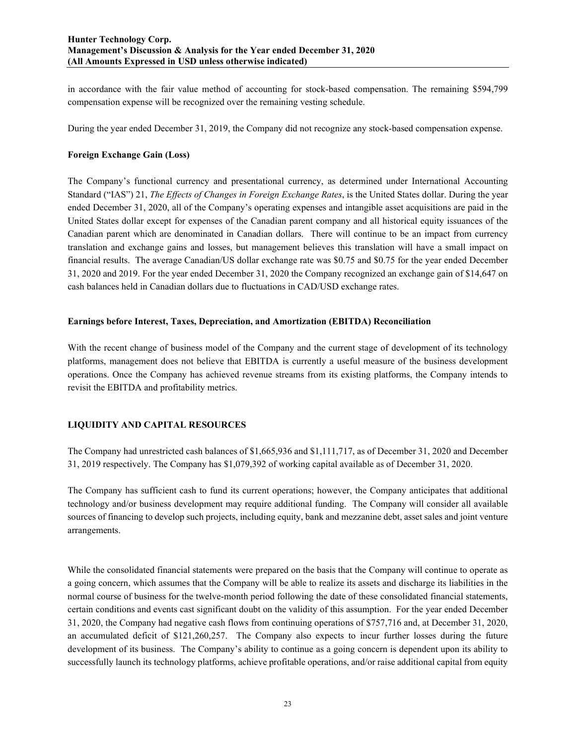in accordance with the fair value method of accounting for stock-based compensation. The remaining $594,799 compensation expense will be recognized over the remaining vesting schedule.

During the year ended December 31, 2019, the Company did not recognize any stock-based compensation expense.

**Foreign Exchange Gain (Loss)**

The Company's functional currency and presentational currency, as determined under International Accounting Standard ("IAS") 21, *The Effects of Changes in Foreign Exchange Rates*, is the United States dollar. During the year ended December 31, 2020, all of the Company's operating expenses and intangible asset acquisitions are paid in the United States dollar except for expenses of the Canadian parent company and all historical equity issuances of the Canadian parent which are denominated in Canadian dollars. There will continue to be an impact from currency translation and exchange gains and losses, but management believes this translation will have a small impact on financial results. The average Canadian/US dollar exchange rate was $0.75 and $0.75 for the year ended December 31, 2020 and 2019. For the year ended December 31, 2020 the Company recognized an exchange gain of $14,647 on cash balances held in Canadian dollars due to fluctuations in CAD/USD exchange rates.

**Earnings before Interest, Taxes, Depreciation, and Amortization (EBITDA) Reconciliation**

With the recent change of business model of the Company and the current stage of development of its technology platforms, management does not believe that EBITDA is currently a useful measure of the business development operations. Once the Company has achieved revenue streams from its existing platforms, the Company intends to revisit the EBITDA and profitability metrics.

## LIQUIDITY AND CAPITAL RESOURCES

The Company had unrestricted cash balances of $1,665,936 and $1,111,717, as of December 31, 2020 and December 31, 2019 respectively. The Company has $1,079,392 of working capital available as of December 31, 2020.

The Company has sufficient cash to fund its current operations; however, the Company anticipates that additional technology and/or business development may require additional funding. The Company will consider all available sources of financing to develop such projects, including equity, bank and mezzanine debt, asset sales and joint venture arrangements.

While the consolidated financial statements were prepared on the basis that the Company will continue to operate as a going concern, which assumes that the Company will be able to realize its assets and discharge its liabilities in the normal course of business for the twelve-month period following the date of these consolidated financial statements, certain conditions and events cast significant doubt on the validity of this assumption. For the year ended December 31, 2020, the Company had negative cash flows from continuing operations of $757,716 and, at December 31, 2020, an accumulated deficit of $121,260,257. The Company also expects to incur further losses during the future development of its business. The Company's ability to continue as a going concern is dependent upon its ability to successfully launch its technology platforms, achieve profitable operations, and/or raise additional capital from equity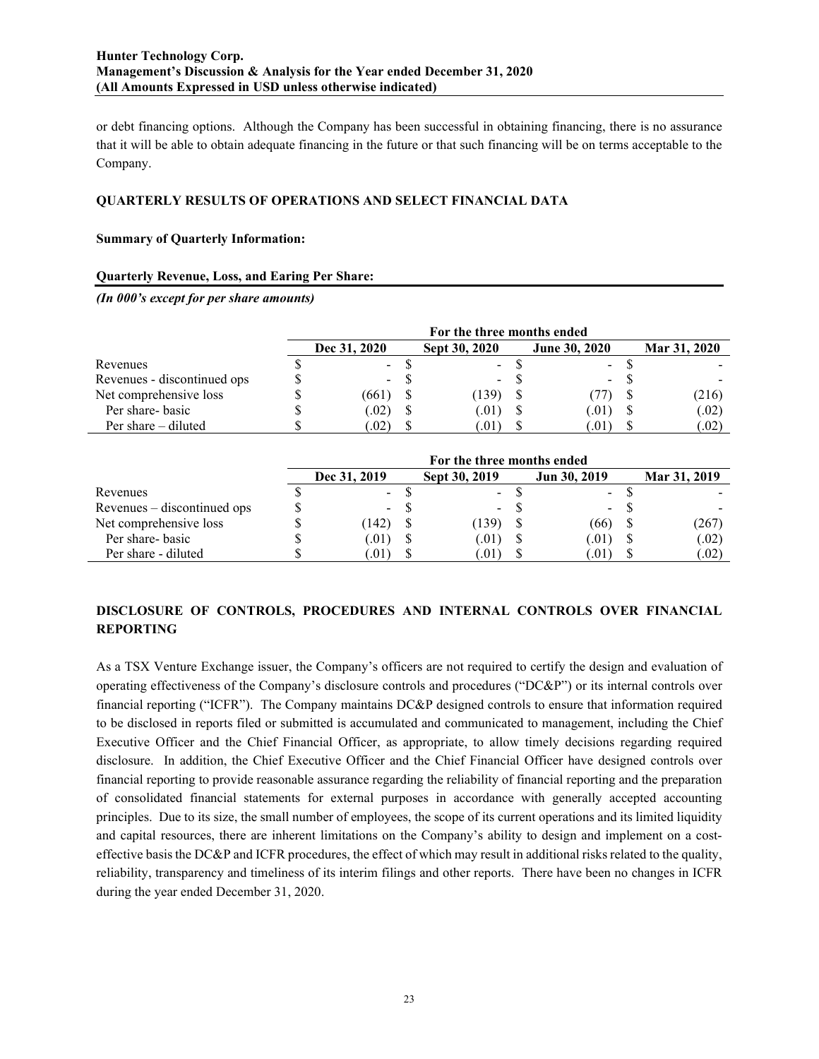or debt financing options. Although the Company has been successful in obtaining financing, there is no assurance that it will be able to obtain adequate financing in the future or that such financing will be on terms acceptable to the Company.

## QUARTERLY RESULTS OF OPERATIONS AND SELECT FINANCIAL DATA

**Summary of Quarterly Information:**

**Quarterly Revenue, Loss, and Earing Per Share:**

***(In 000's except for per share amounts)***

| | For the three months ended | | | |
|---|---|---|---|---|
| | Dec 31, 2020 | Sept 30, 2020 | June 30, 2020 | Mar 31, 2020 |
| Revenues | $ - | $ - | $ - | $ - |
| Revenues - discontinued ops | $ - | $ - | $ - | $ - |
| Net comprehensive loss | $ (661) | $ (139) | $ (77) | $ (216) |
| Per share- basic | $ (.02) | $ (.01) | $ (.01) | $ (.02) |
| Per share – diluted | $ (.02) | $ (.01) | $ (.01) | $ (.02) |

| | For the three months ended | | | |
|---|---|---|---|---|
| | Dec 31, 2019 | Sept 30, 2019 | Jun 30, 2019 | Mar 31, 2019 |
| Revenues | $ - | $ - | $ - | $ - |
| Revenues – discontinued ops | $ - | $ - | $ - | $ - |
| Net comprehensive loss | $ (142) | $ (139) | $ (66) | $ (267) |
| Per share- basic | $ (.01) | $ (.01) | $ (.01) | $ (.02) |
| Per share - diluted | $ (.01) | $ (.01) | $ (.01) | $ (.02) |

## DISCLOSURE OF CONTROLS, PROCEDURES AND INTERNAL CONTROLS OVER FINANCIAL REPORTING

As a TSX Venture Exchange issuer, the Company's officers are not required to certify the design and evaluation of operating effectiveness of the Company's disclosure controls and procedures ("DC&P") or its internal controls over financial reporting ("ICFR"). The Company maintains DC&P designed controls to ensure that information required to be disclosed in reports filed or submitted is accumulated and communicated to management, including the Chief Executive Officer and the Chief Financial Officer, as appropriate, to allow timely decisions regarding required disclosure. In addition, the Chief Executive Officer and the Chief Financial Officer have designed controls over financial reporting to provide reasonable assurance regarding the reliability of financial reporting and the preparation of consolidated financial statements for external purposes in accordance with generally accepted accounting principles. Due to its size, the small number of employees, the scope of its current operations and its limited liquidity and capital resources, there are inherent limitations on the Company's ability to design and implement on a cost-effective basis the DC&P and ICFR procedures, the effect of which may result in additional risks related to the quality, reliability, transparency and timeliness of its interim filings and other reports. There have been no changes in ICFR during the year ended December 31, 2020.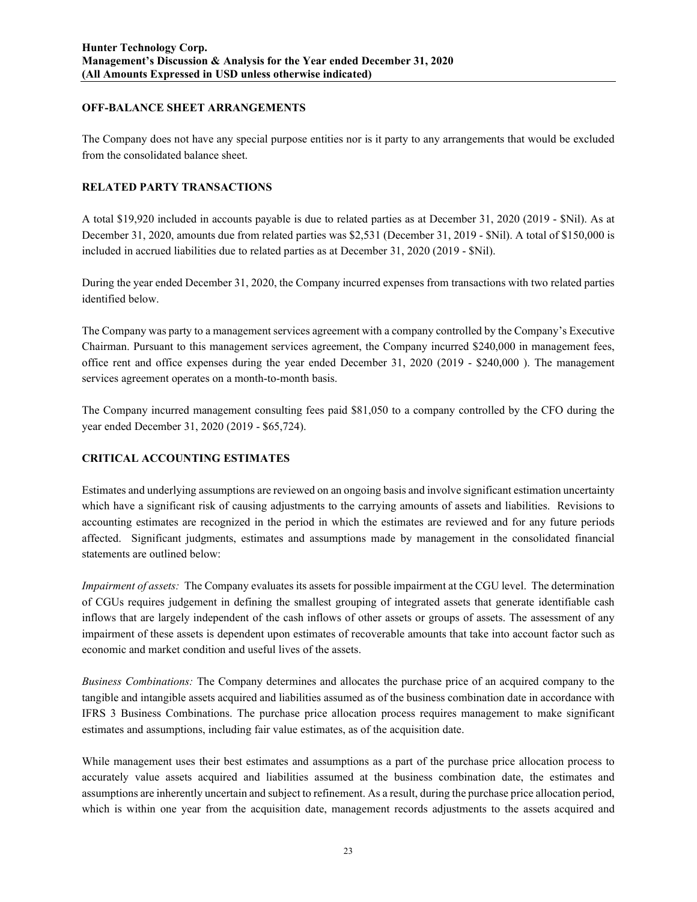## OFF-BALANCE SHEET ARRANGEMENTS

The Company does not have any special purpose entities nor is it party to any arrangements that would be excluded from the consolidated balance sheet.

## RELATED PARTY TRANSACTIONS

A total $19,920 included in accounts payable is due to related parties as at December 31, 2020 (2019 - $Nil). As at December 31, 2020, amounts due from related parties was $2,531 (December 31, 2019 - $Nil). A total of $150,000 is included in accrued liabilities due to related parties as at December 31, 2020 (2019 - $Nil).

During the year ended December 31, 2020, the Company incurred expenses from transactions with two related parties identified below.

The Company was party to a management services agreement with a company controlled by the Company's Executive Chairman. Pursuant to this management services agreement, the Company incurred $240,000 in management fees, office rent and office expenses during the year ended December 31, 2020 (2019 - $240,000 ). The management services agreement operates on a month-to-month basis.

The Company incurred management consulting fees paid $81,050 to a company controlled by the CFO during the year ended December 31, 2020 (2019 - $65,724).

## CRITICAL ACCOUNTING ESTIMATES

Estimates and underlying assumptions are reviewed on an ongoing basis and involve significant estimation uncertainty which have a significant risk of causing adjustments to the carrying amounts of assets and liabilities. Revisions to accounting estimates are recognized in the period in which the estimates are reviewed and for any future periods affected. Significant judgments, estimates and assumptions made by management in the consolidated financial statements are outlined below:

*Impairment of assets:* The Company evaluates its assets for possible impairment at the CGU level. The determination of CGUs requires judgement in defining the smallest grouping of integrated assets that generate identifiable cash inflows that are largely independent of the cash inflows of other assets or groups of assets. The assessment of any impairment of these assets is dependent upon estimates of recoverable amounts that take into account factor such as economic and market condition and useful lives of the assets.

*Business Combinations:* The Company determines and allocates the purchase price of an acquired company to the tangible and intangible assets acquired and liabilities assumed as of the business combination date in accordance with IFRS 3 Business Combinations. The purchase price allocation process requires management to make significant estimates and assumptions, including fair value estimates, as of the acquisition date.

While management uses their best estimates and assumptions as a part of the purchase price allocation process to accurately value assets acquired and liabilities assumed at the business combination date, the estimates and assumptions are inherently uncertain and subject to refinement. As a result, during the purchase price allocation period, which is within one year from the acquisition date, management records adjustments to the assets acquired and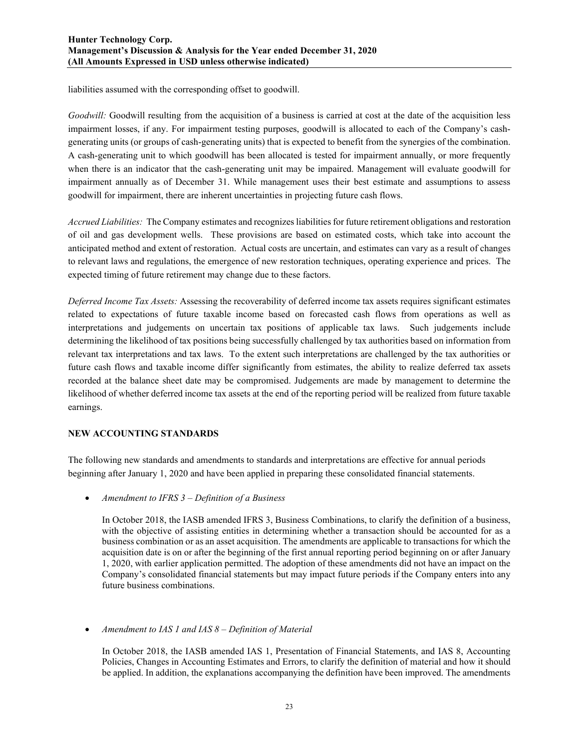liabilities assumed with the corresponding offset to goodwill.

*Goodwill:* Goodwill resulting from the acquisition of a business is carried at cost at the date of the acquisition less impairment losses, if any. For impairment testing purposes, goodwill is allocated to each of the Company's cash-generating units (or groups of cash-generating units) that is expected to benefit from the synergies of the combination. A cash-generating unit to which goodwill has been allocated is tested for impairment annually, or more frequently when there is an indicator that the cash-generating unit may be impaired. Management will evaluate goodwill for impairment annually as of December 31. While management uses their best estimate and assumptions to assess goodwill for impairment, there are inherent uncertainties in projecting future cash flows.

*Accrued Liabilities:* The Company estimates and recognizes liabilities for future retirement obligations and restoration of oil and gas development wells. These provisions are based on estimated costs, which take into account the anticipated method and extent of restoration. Actual costs are uncertain, and estimates can vary as a result of changes to relevant laws and regulations, the emergence of new restoration techniques, operating experience and prices. The expected timing of future retirement may change due to these factors.

*Deferred Income Tax Assets:* Assessing the recoverability of deferred income tax assets requires significant estimates related to expectations of future taxable income based on forecasted cash flows from operations as well as interpretations and judgements on uncertain tax positions of applicable tax laws. Such judgements include determining the likelihood of tax positions being successfully challenged by tax authorities based on information from relevant tax interpretations and tax laws. To the extent such interpretations are challenged by the tax authorities or future cash flows and taxable income differ significantly from estimates, the ability to realize deferred tax assets recorded at the balance sheet date may be compromised. Judgements are made by management to determine the likelihood of whether deferred income tax assets at the end of the reporting period will be realized from future taxable earnings.

## NEW ACCOUNTING STANDARDS

The following new standards and amendments to standards and interpretations are effective for annual periods beginning after January 1, 2020 and have been applied in preparing these consolidated financial statements.

- *Amendment to IFRS 3 – Definition of a Business*

  In October 2018, the IASB amended IFRS 3, Business Combinations, to clarify the definition of a business, with the objective of assisting entities in determining whether a transaction should be accounted for as a business combination or as an asset acquisition. The amendments are applicable to transactions for which the acquisition date is on or after the beginning of the first annual reporting period beginning on or after January 1, 2020, with earlier application permitted. The adoption of these amendments did not have an impact on the Company's consolidated financial statements but may impact future periods if the Company enters into any future business combinations.

- *Amendment to IAS 1 and IAS 8 – Definition of Material*

  In October 2018, the IASB amended IAS 1, Presentation of Financial Statements, and IAS 8, Accounting Policies, Changes in Accounting Estimates and Errors, to clarify the definition of material and how it should be applied. In addition, the explanations accompanying the definition have been improved. The amendments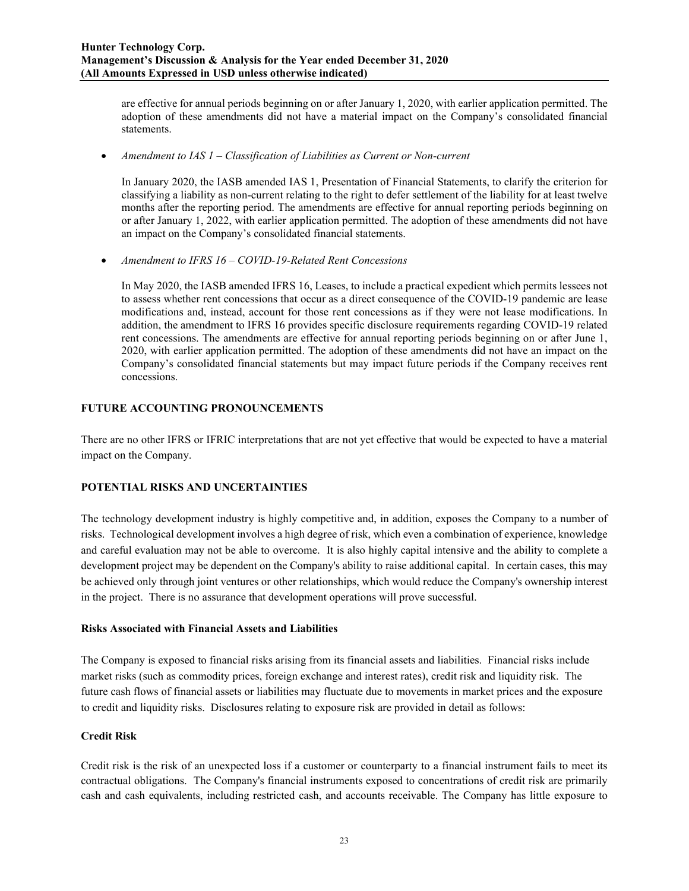are effective for annual periods beginning on or after January 1, 2020, with earlier application permitted. The adoption of these amendments did not have a material impact on the Company's consolidated financial statements.

- *Amendment to IAS 1 – Classification of Liabilities as Current or Non-current*

  In January 2020, the IASB amended IAS 1, Presentation of Financial Statements, to clarify the criterion for classifying a liability as non-current relating to the right to defer settlement of the liability for at least twelve months after the reporting period. The amendments are effective for annual reporting periods beginning on or after January 1, 2022, with earlier application permitted. The adoption of these amendments did not have an impact on the Company's consolidated financial statements.

- *Amendment to IFRS 16 – COVID-19-Related Rent Concessions*

  In May 2020, the IASB amended IFRS 16, Leases, to include a practical expedient which permits lessees not to assess whether rent concessions that occur as a direct consequence of the COVID-19 pandemic are lease modifications and, instead, account for those rent concessions as if they were not lease modifications. In addition, the amendment to IFRS 16 provides specific disclosure requirements regarding COVID-19 related rent concessions. The amendments are effective for annual reporting periods beginning on or after June 1, 2020, with earlier application permitted. The adoption of these amendments did not have an impact on the Company's consolidated financial statements but may impact future periods if the Company receives rent concessions.

## FUTURE ACCOUNTING PRONOUNCEMENTS

There are no other IFRS or IFRIC interpretations that are not yet effective that would be expected to have a material impact on the Company.

## POTENTIAL RISKS AND UNCERTAINTIES

The technology development industry is highly competitive and, in addition, exposes the Company to a number of risks. Technological development involves a high degree of risk, which even a combination of experience, knowledge and careful evaluation may not be able to overcome. It is also highly capital intensive and the ability to complete a development project may be dependent on the Company's ability to raise additional capital. In certain cases, this may be achieved only through joint ventures or other relationships, which would reduce the Company's ownership interest in the project. There is no assurance that development operations will prove successful.

### Risks Associated with Financial Assets and Liabilities

The Company is exposed to financial risks arising from its financial assets and liabilities. Financial risks include market risks (such as commodity prices, foreign exchange and interest rates), credit risk and liquidity risk. The future cash flows of financial assets or liabilities may fluctuate due to movements in market prices and the exposure to credit and liquidity risks. Disclosures relating to exposure risk are provided in detail as follows:

### Credit Risk

Credit risk is the risk of an unexpected loss if a customer or counterparty to a financial instrument fails to meet its contractual obligations. The Company's financial instruments exposed to concentrations of credit risk are primarily cash and cash equivalents, including restricted cash, and accounts receivable. The Company has little exposure to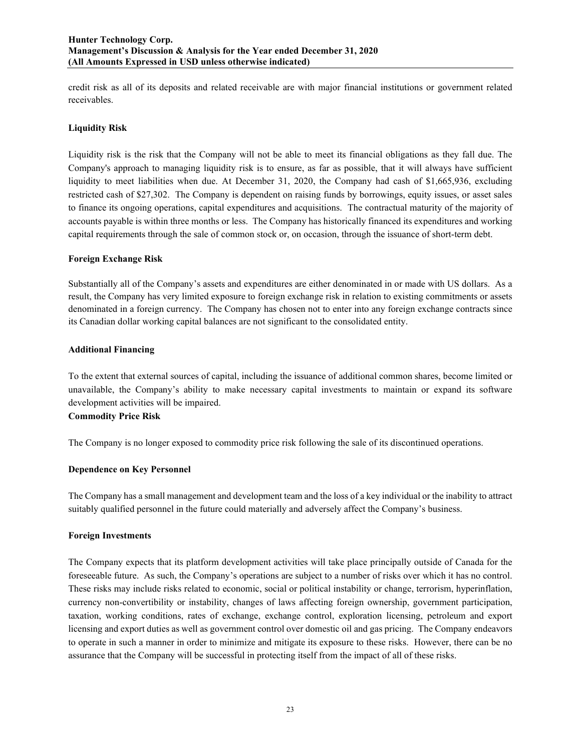credit risk as all of its deposits and related receivable are with major financial institutions or government related receivables.

### Liquidity Risk

Liquidity risk is the risk that the Company will not be able to meet its financial obligations as they fall due. The Company's approach to managing liquidity risk is to ensure, as far as possible, that it will always have sufficient liquidity to meet liabilities when due. At December 31, 2020, the Company had cash of $1,665,936, excluding restricted cash of $27,302. The Company is dependent on raising funds by borrowings, equity issues, or asset sales to finance its ongoing operations, capital expenditures and acquisitions. The contractual maturity of the majority of accounts payable is within three months or less. The Company has historically financed its expenditures and working capital requirements through the sale of common stock or, on occasion, through the issuance of short-term debt.

### Foreign Exchange Risk

Substantially all of the Company's assets and expenditures are either denominated in or made with US dollars. As a result, the Company has very limited exposure to foreign exchange risk in relation to existing commitments or assets denominated in a foreign currency. The Company has chosen not to enter into any foreign exchange contracts since its Canadian dollar working capital balances are not significant to the consolidated entity.

### Additional Financing

To the extent that external sources of capital, including the issuance of additional common shares, become limited or unavailable, the Company's ability to make necessary capital investments to maintain or expand its software development activities will be impaired.

### Commodity Price Risk

The Company is no longer exposed to commodity price risk following the sale of its discontinued operations.

### Dependence on Key Personnel

The Company has a small management and development team and the loss of a key individual or the inability to attract suitably qualified personnel in the future could materially and adversely affect the Company's business.

### Foreign Investments

The Company expects that its platform development activities will take place principally outside of Canada for the foreseeable future. As such, the Company's operations are subject to a number of risks over which it has no control. These risks may include risks related to economic, social or political instability or change, terrorism, hyperinflation, currency non-convertibility or instability, changes of laws affecting foreign ownership, government participation, taxation, working conditions, rates of exchange, exchange control, exploration licensing, petroleum and export licensing and export duties as well as government control over domestic oil and gas pricing. The Company endeavors to operate in such a manner in order to minimize and mitigate its exposure to these risks. However, there can be no assurance that the Company will be successful in protecting itself from the impact of all of these risks.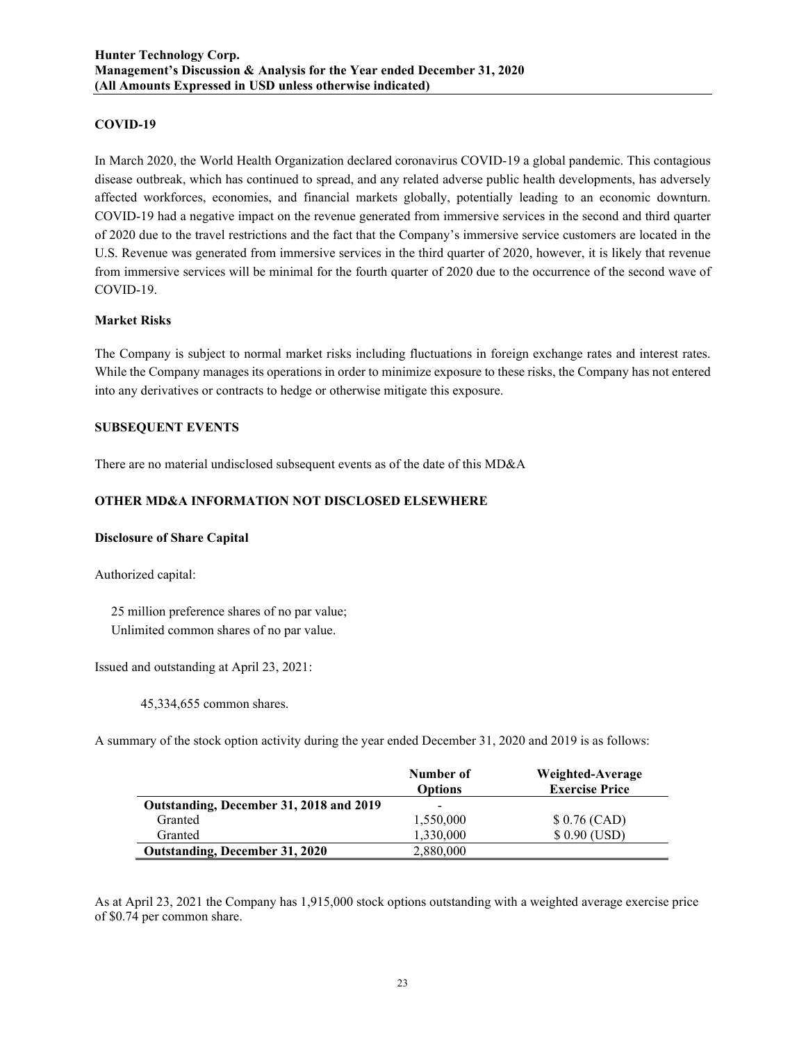## COVID-19

In March 2020, the World Health Organization declared coronavirus COVID-19 a global pandemic. This contagious disease outbreak, which has continued to spread, and any related adverse public health developments, has adversely affected workforces, economies, and financial markets globally, potentially leading to an economic downturn. COVID-19 had a negative impact on the revenue generated from immersive services in the second and third quarter of 2020 due to the travel restrictions and the fact that the Company's immersive service customers are located in the U.S. Revenue was generated from immersive services in the third quarter of 2020, however, it is likely that revenue from immersive services will be minimal for the fourth quarter of 2020 due to the occurrence of the second wave of COVID-19.

### Market Risks

The Company is subject to normal market risks including fluctuations in foreign exchange rates and interest rates. While the Company manages its operations in order to minimize exposure to these risks, the Company has not entered into any derivatives or contracts to hedge or otherwise mitigate this exposure.

## SUBSEQUENT EVENTS

There are no material undisclosed subsequent events as of the date of this MD&A

## OTHER MD&A INFORMATION NOT DISCLOSED ELSEWHERE

### Disclosure of Share Capital

Authorized capital:

25 million preference shares of no par value;
Unlimited common shares of no par value.

Issued and outstanding at April 23, 2021:

45,334,655 common shares.

A summary of the stock option activity during the year ended December 31, 2020 and 2019 is as follows:

| | Number of Options | Weighted-Average Exercise Price |
|---|---|---|
| **Outstanding, December 31, 2018 and 2019** | - | |
| Granted | 1,550,000 | $ 0.76 (CAD) |
| Granted | 1,330,000 | $ 0.90 (USD) |
| **Outstanding, December 31, 2020** | 2,880,000 | |

As at April 23, 2021 the Company has 1,915,000 stock options outstanding with a weighted average exercise price of $0.74 per common share.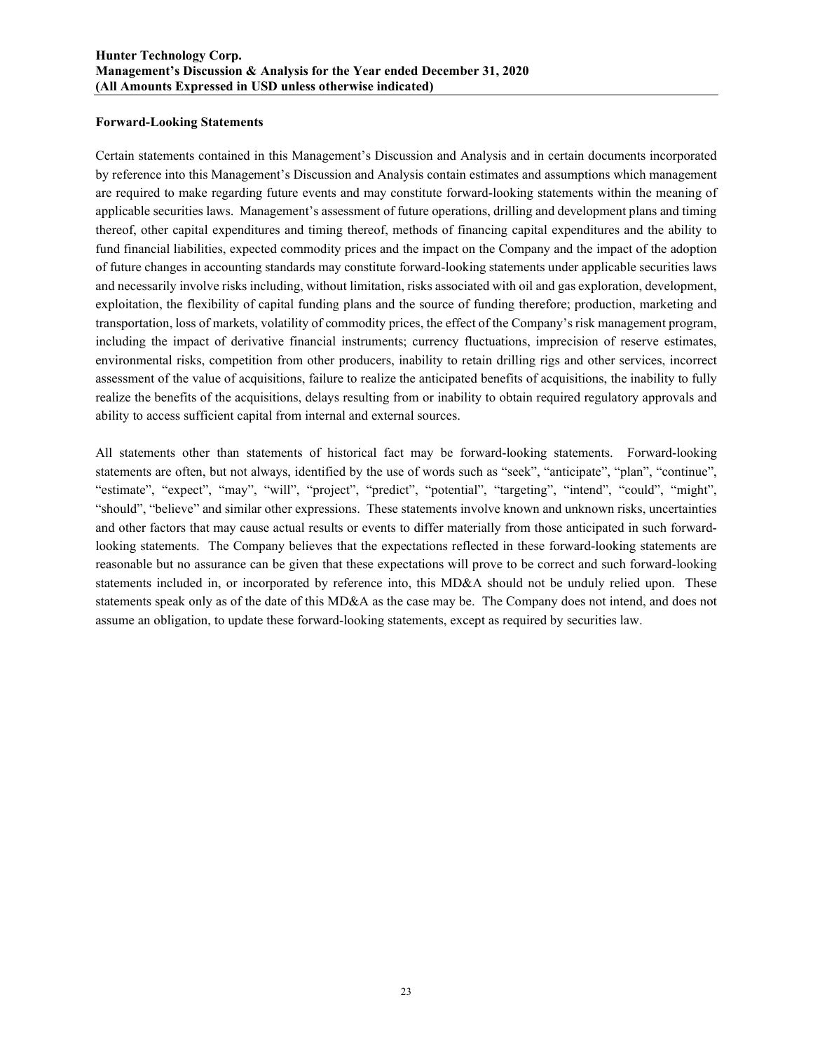**Forward-Looking Statements**

Certain statements contained in this Management's Discussion and Analysis and in certain documents incorporated by reference into this Management's Discussion and Analysis contain estimates and assumptions which management are required to make regarding future events and may constitute forward-looking statements within the meaning of applicable securities laws. Management's assessment of future operations, drilling and development plans and timing thereof, other capital expenditures and timing thereof, methods of financing capital expenditures and the ability to fund financial liabilities, expected commodity prices and the impact on the Company and the impact of the adoption of future changes in accounting standards may constitute forward-looking statements under applicable securities laws and necessarily involve risks including, without limitation, risks associated with oil and gas exploration, development, exploitation, the flexibility of capital funding plans and the source of funding therefore; production, marketing and transportation, loss of markets, volatility of commodity prices, the effect of the Company's risk management program, including the impact of derivative financial instruments; currency fluctuations, imprecision of reserve estimates, environmental risks, competition from other producers, inability to retain drilling rigs and other services, incorrect assessment of the value of acquisitions, failure to realize the anticipated benefits of acquisitions, the inability to fully realize the benefits of the acquisitions, delays resulting from or inability to obtain required regulatory approvals and ability to access sufficient capital from internal and external sources.

All statements other than statements of historical fact may be forward-looking statements. Forward-looking statements are often, but not always, identified by the use of words such as "seek", "anticipate", "plan", "continue", "estimate", "expect", "may", "will", "project", "predict", "potential", "targeting", "intend", "could", "might", "should", "believe" and similar other expressions. These statements involve known and unknown risks, uncertainties and other factors that may cause actual results or events to differ materially from those anticipated in such forward-looking statements. The Company believes that the expectations reflected in these forward-looking statements are reasonable but no assurance can be given that these expectations will prove to be correct and such forward-looking statements included in, or incorporated by reference into, this MD&A should not be unduly relied upon. These statements speak only as of the date of this MD&A as the case may be. The Company does not intend, and does not assume an obligation, to update these forward-looking statements, except as required by securities law.